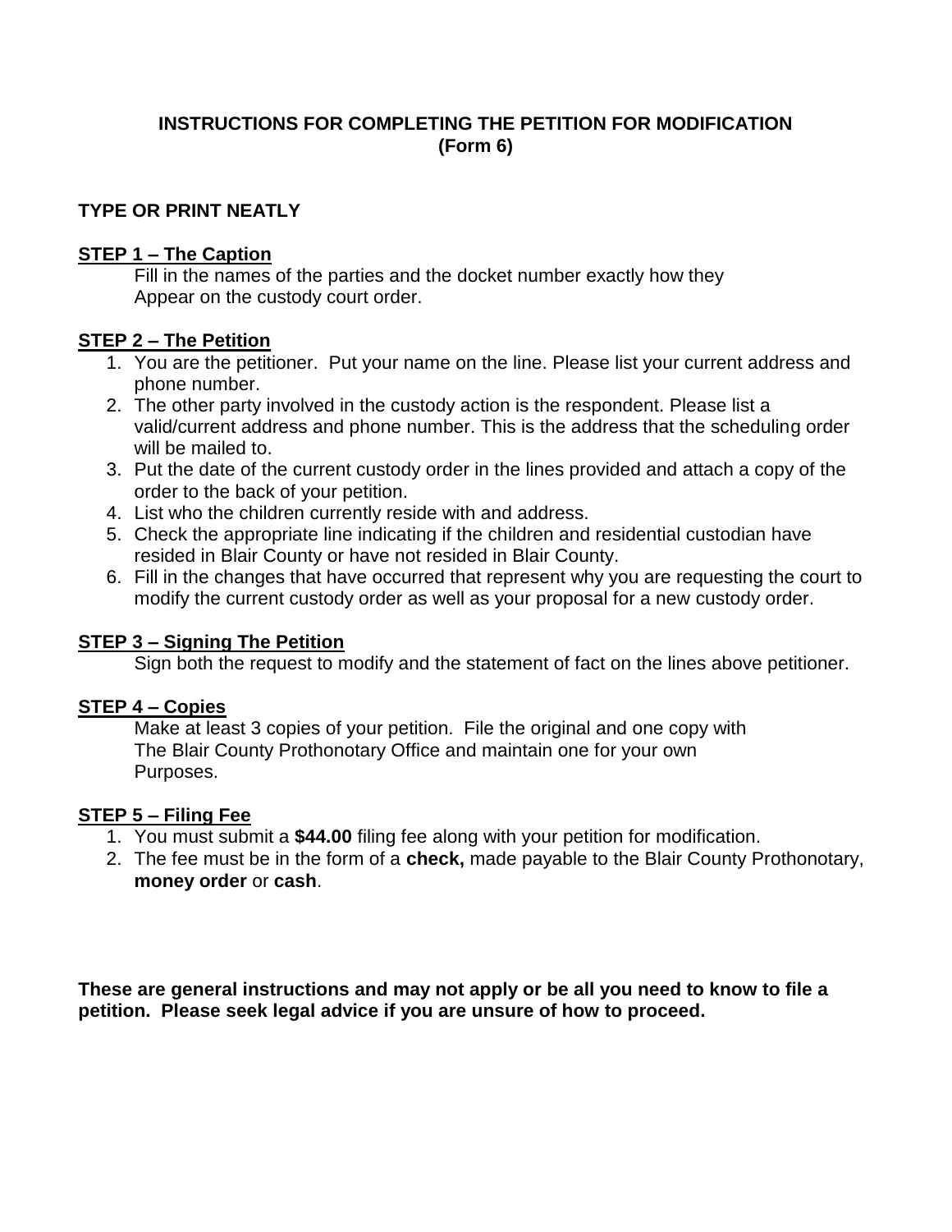# INSTRUCTIONS FOR COMPLETING THE PETITION FOR MODIFICATION (Form 6)

**TYPE OR PRINT NEATLY**

**<u>STEP 1 – The Caption</u>**

Fill in the names of the parties and the docket number exactly how they Appear on the custody court order.

**<u>STEP 2 – The Petition</u>**

1. You are the petitioner. Put your name on the line. Please list your current address and phone number.
2. The other party involved in the custody action is the respondent. Please list a valid/current address and phone number. This is the address that the scheduling order will be mailed to.
3. Put the date of the current custody order in the lines provided and attach a copy of the order to the back of your petition.
4. List who the children currently reside with and address.
5. Check the appropriate line indicating if the children and residential custodian have resided in Blair County or have not resided in Blair County.
6. Fill in the changes that have occurred that represent why you are requesting the court to modify the current custody order as well as your proposal for a new custody order.

**<u>STEP 3 – Signing The Petition</u>**

Sign both the request to modify and the statement of fact on the lines above petitioner.

**<u>STEP 4 – Copies</u>**

Make at least 3 copies of your petition. File the original and one copy with The Blair County Prothonotary Office and maintain one for your own Purposes.

**<u>STEP 5 – Filing Fee</u>**

1. You must submit a **$44.00** filing fee along with your petition for modification.
2. The fee must be in the form of a **check,** made payable to the Blair County Prothonotary, **money order** or **cash**.

**These are general instructions and may not apply or be all you need to know to file a petition. Please seek legal advice if you are unsure of how to proceed.**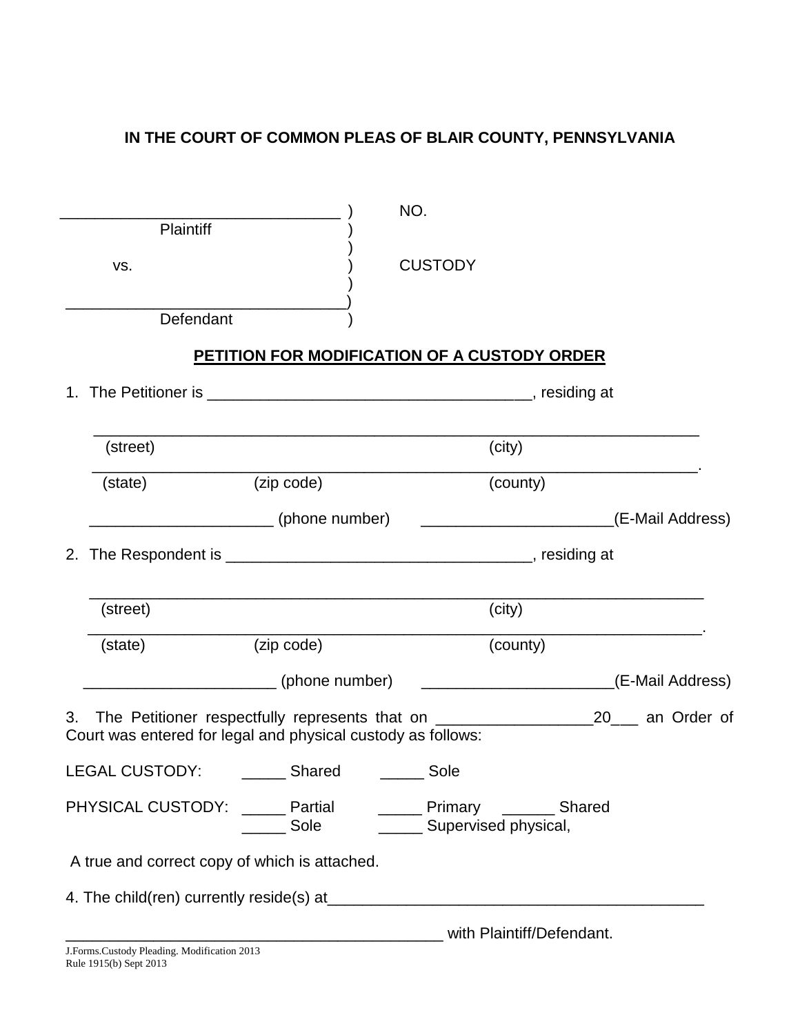**IN THE COURT OF COMMON PLEAS OF BLAIR COUNTY, PENNSYLVANIA**

| | | |
|---|---|---|
| _______________________________ | ) | NO. |
| Plaintiff | ) | |
| | ) | |
| vs. | ) | CUSTODY |
| | ) | |
| _______________________________ | ) | |
| Defendant | ) | |

## PETITION FOR MODIFICATION OF A CUSTODY ORDER

1. The Petitioner is _____________________________________, residing at

   _______________________________________________________________________
   (street) (city)
   _______________________________________________________________________.
   (state) (zip code) (county)

   _____________________ (phone number) _____________________(E-Mail Address)

2. The Respondent is ___________________________________, residing at

   _______________________________________________________________________
   (street) (city)
   _______________________________________________________________________.
   (state) (zip code) (county)

   _____________________ (phone number) _____________________(E-Mail Address)

3. The Petitioner respectfully represents that on __________________20___ an Order of Court was entered for legal and physical custody as follows:

LEGAL CUSTODY: _____ Shared _____ Sole

PHYSICAL CUSTODY: _____ Partial _____ Primary ______ Shared
_____ Sole _____ Supervised physical,

A true and correct copy of which is attached.

4. The child(ren) currently reside(s) at____________________________________________

_____________________________________________ with Plaintiff/Defendant.

J.Forms.Custody Pleading. Modification 2013
Rule 1915(b) Sept 2013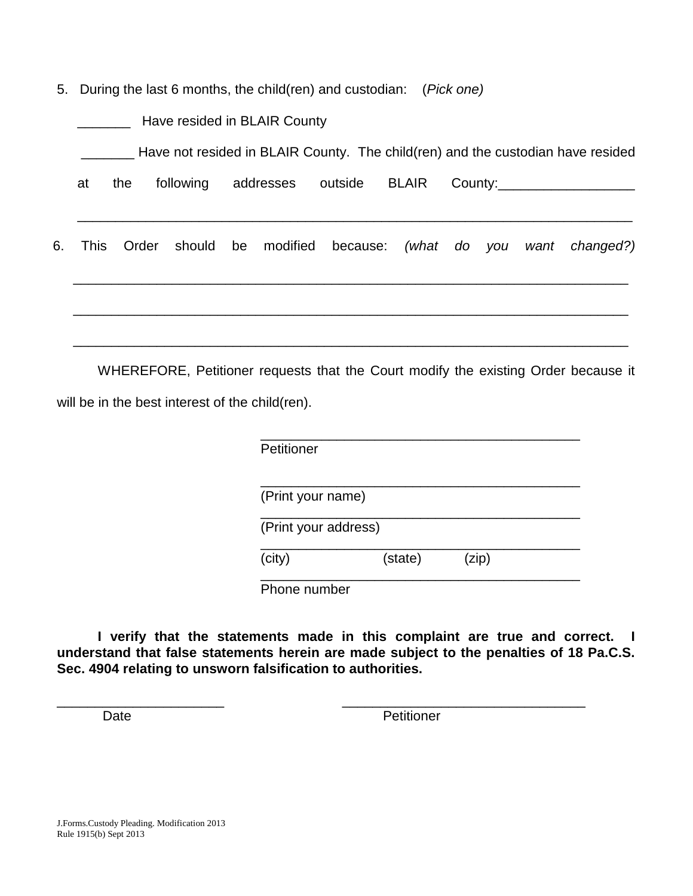5. During the last 6 months, the child(ren) and custodian: (*Pick one)*

_______ Have resided in BLAIR County

_______ Have not resided in BLAIR County. The child(ren) and the custodian have resided at the following addresses outside BLAIR County:__________________

___________________________________________________________________________

6. This Order should be modified because: *(what do you want changed?)*

___________________________________________________________________________

___________________________________________________________________________

___________________________________________________________________________

WHEREFORE, Petitioner requests that the Court modify the existing Order because it will be in the best interest of the child(ren).

__________________________________________
Petitioner

__________________________________________
(Print your name)

__________________________________________
(Print your address)

__________________________________________
(city) (state) (zip)

__________________________________________
Phone number

**I verify that the statements made in this complaint are true and correct. I understand that false statements herein are made subject to the penalties of 18 Pa.C.S. Sec. 4904 relating to unsworn falsification to authorities.**

______________________ ________________________________
Date Petitioner

J.Forms.Custody Pleading. Modification 2013
Rule 1915(b) Sept 2013